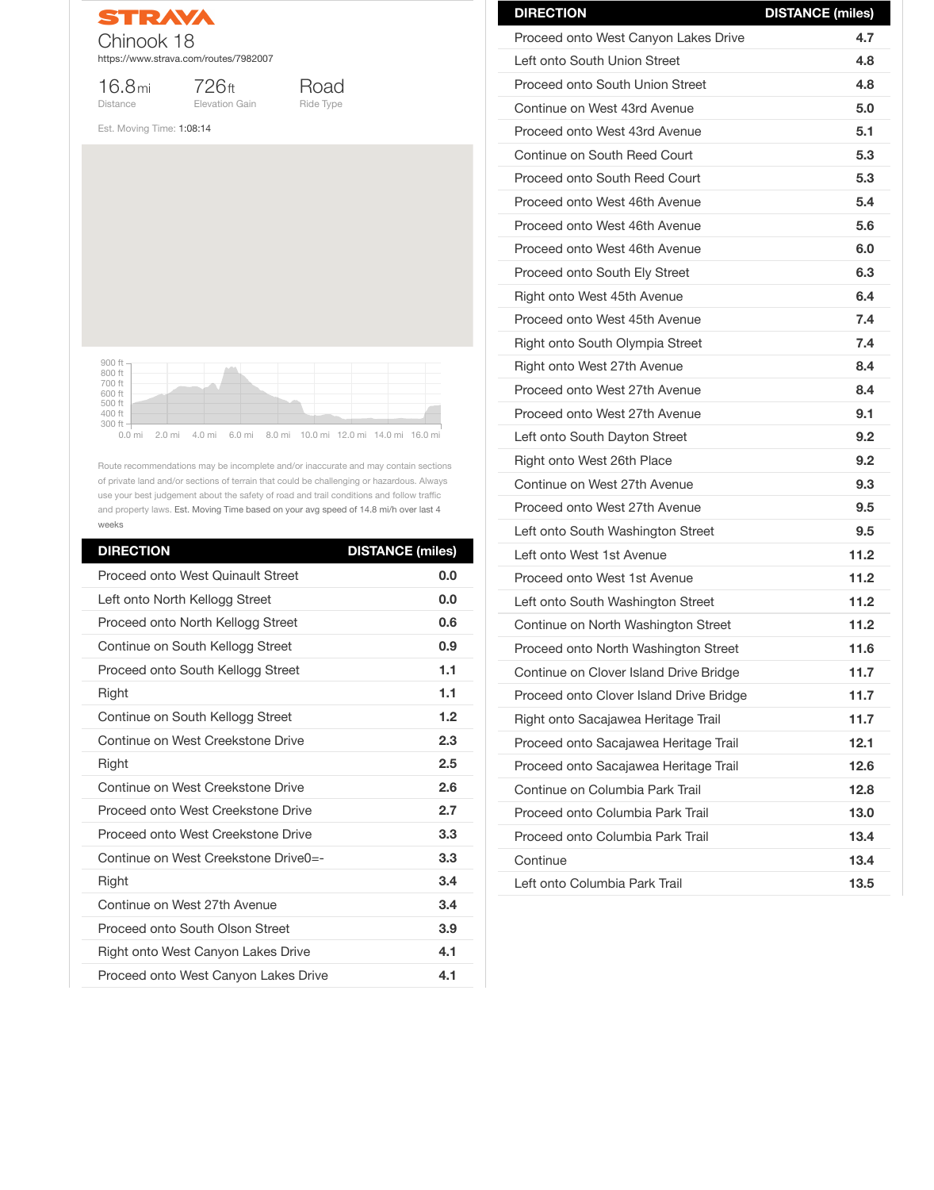**STRAVA**

# Chinook 18

https://www.strava.com/routes/7982007

| 16.8 mi | 726 ft | Road |
|---|---|---|
| Distance | Elevation Gain | Ride Type |

Est. Moving Time: 1:08:14

Route recommendations may be incomplete and/or inaccurate and may contain sections of private land and/or sections of terrain that could be challenging or hazardous. Always use your best judgement about the safety of road and trail conditions and follow traffic and property laws. Est. Moving Time based on your avg speed of 14.8 mi/h over last 4 weeks

| DIRECTION | DISTANCE (miles) |
|---|---|
| Proceed onto West Quinault Street | 0.0 |
| Left onto North Kellogg Street | 0.0 |
| Proceed onto North Kellogg Street | 0.6 |
| Continue on South Kellogg Street | 0.9 |
| Proceed onto South Kellogg Street | 1.1 |
| Right | 1.1 |
| Continue on South Kellogg Street | 1.2 |
| Continue on West Creekstone Drive | 2.3 |
| Right | 2.5 |
| Continue on West Creekstone Drive | 2.6 |
| Proceed onto West Creekstone Drive | 2.7 |
| Proceed onto West Creekstone Drive | 3.3 |
| Continue on West Creekstone Drive0=- | 3.3 |
| Right | 3.4 |
| Continue on West 27th Avenue | 3.4 |
| Proceed onto South Olson Street | 3.9 |
| Right onto West Canyon Lakes Drive | 4.1 |
| Proceed onto West Canyon Lakes Drive | 4.1 |
| Proceed onto West Canyon Lakes Drive | 4.7 |
| Left onto South Union Street | 4.8 |
| Proceed onto South Union Street | 4.8 |
| Continue on West 43rd Avenue | 5.0 |
| Proceed onto West 43rd Avenue | 5.1 |
| Continue on South Reed Court | 5.3 |
| Proceed onto South Reed Court | 5.3 |
| Proceed onto West 46th Avenue | 5.4 |
| Proceed onto West 46th Avenue | 5.6 |
| Proceed onto West 46th Avenue | 6.0 |
| Proceed onto South Ely Street | 6.3 |
| Right onto West 45th Avenue | 6.4 |
| Proceed onto West 45th Avenue | 7.4 |
| Right onto South Olympia Street | 7.4 |
| Right onto West 27th Avenue | 8.4 |
| Proceed onto West 27th Avenue | 8.4 |
| Proceed onto West 27th Avenue | 9.1 |
| Left onto South Dayton Street | 9.2 |
| Right onto West 26th Place | 9.2 |
| Continue on West 27th Avenue | 9.3 |
| Proceed onto West 27th Avenue | 9.5 |
| Left onto South Washington Street | 9.5 |
| Left onto West 1st Avenue | 11.2 |
| Proceed onto West 1st Avenue | 11.2 |
| Left onto South Washington Street | 11.2 |
| Continue on North Washington Street | 11.2 |
| Proceed onto North Washington Street | 11.6 |
| Continue on Clover Island Drive Bridge | 11.7 |
| Proceed onto Clover Island Drive Bridge | 11.7 |
| Right onto Sacajawea Heritage Trail | 11.7 |
| Proceed onto Sacajawea Heritage Trail | 12.1 |
| Proceed onto Sacajawea Heritage Trail | 12.6 |
| Continue on Columbia Park Trail | 12.8 |
| Proceed onto Columbia Park Trail | 13.0 |
| Proceed onto Columbia Park Trail | 13.4 |
| Continue | 13.4 |
| Left onto Columbia Park Trail | 13.5 |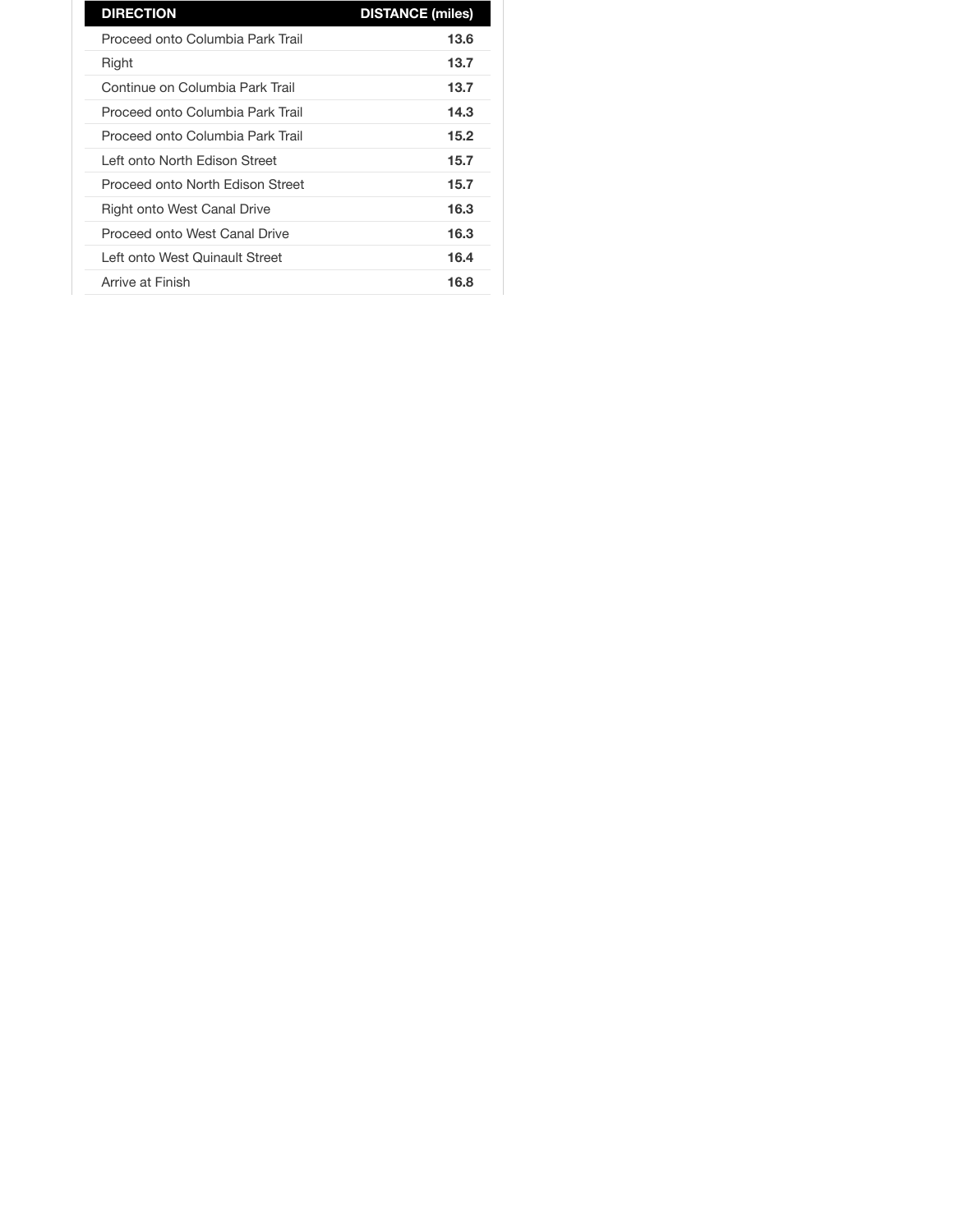| DIRECTION | DISTANCE (miles) |
| --- | --- |
| Proceed onto Columbia Park Trail | **13.6** |
| Right | **13.7** |
| Continue on Columbia Park Trail | **13.7** |
| Proceed onto Columbia Park Trail | **14.3** |
| Proceed onto Columbia Park Trail | **15.2** |
| Left onto North Edison Street | **15.7** |
| Proceed onto North Edison Street | **15.7** |
| Right onto West Canal Drive | **16.3** |
| Proceed onto West Canal Drive | **16.3** |
| Left onto West Quinault Street | **16.4** |
| Arrive at Finish | **16.8** |